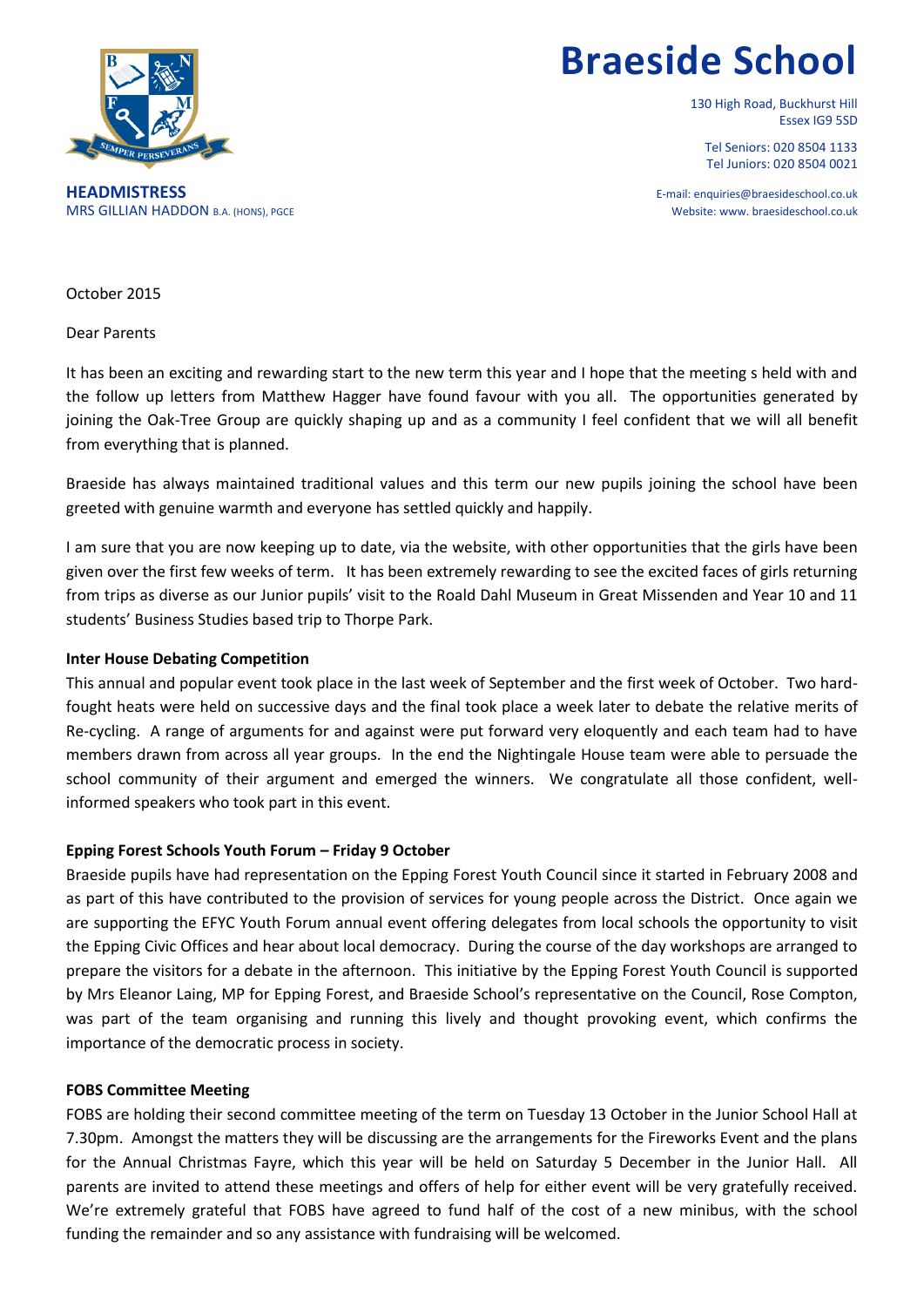# Braeside School

130 High Road, Buckhurst Hill
Essex IG9 5SD

Tel Seniors: 020 8504 1133
Tel Juniors: 020 8504 0021

E-mail: enquiries@braesideschool.co.uk
Website: www. braesideschool.co.uk

**HEADMISTRESS**
MRS GILLIAN HADDON B.A. (HONS), PGCE

October 2015

Dear Parents

It has been an exciting and rewarding start to the new term this year and I hope that the meeting s held with and the follow up letters from Matthew Hagger have found favour with you all. The opportunities generated by joining the Oak-Tree Group are quickly shaping up and as a community I feel confident that we will all benefit from everything that is planned.

Braeside has always maintained traditional values and this term our new pupils joining the school have been greeted with genuine warmth and everyone has settled quickly and happily.

I am sure that you are now keeping up to date, via the website, with other opportunities that the girls have been given over the first few weeks of term. It has been extremely rewarding to see the excited faces of girls returning from trips as diverse as our Junior pupils' visit to the Roald Dahl Museum in Great Missenden and Year 10 and 11 students' Business Studies based trip to Thorpe Park.

**Inter House Debating Competition**
This annual and popular event took place in the last week of September and the first week of October. Two hard-fought heats were held on successive days and the final took place a week later to debate the relative merits of Re-cycling. A range of arguments for and against were put forward very eloquently and each team had to have members drawn from across all year groups. In the end the Nightingale House team were able to persuade the school community of their argument and emerged the winners. We congratulate all those confident, well-informed speakers who took part in this event.

**Epping Forest Schools Youth Forum – Friday 9 October**
Braeside pupils have had representation on the Epping Forest Youth Council since it started in February 2008 and as part of this have contributed to the provision of services for young people across the District. Once again we are supporting the EFYC Youth Forum annual event offering delegates from local schools the opportunity to visit the Epping Civic Offices and hear about local democracy. During the course of the day workshops are arranged to prepare the visitors for a debate in the afternoon. This initiative by the Epping Forest Youth Council is supported by Mrs Eleanor Laing, MP for Epping Forest, and Braeside School's representative on the Council, Rose Compton, was part of the team organising and running this lively and thought provoking event, which confirms the importance of the democratic process in society.

**FOBS Committee Meeting**
FOBS are holding their second committee meeting of the term on Tuesday 13 October in the Junior School Hall at 7.30pm. Amongst the matters they will be discussing are the arrangements for the Fireworks Event and the plans for the Annual Christmas Fayre, which this year will be held on Saturday 5 December in the Junior Hall. All parents are invited to attend these meetings and offers of help for either event will be very gratefully received. We're extremely grateful that FOBS have agreed to fund half of the cost of a new minibus, with the school funding the remainder and so any assistance with fundraising will be welcomed.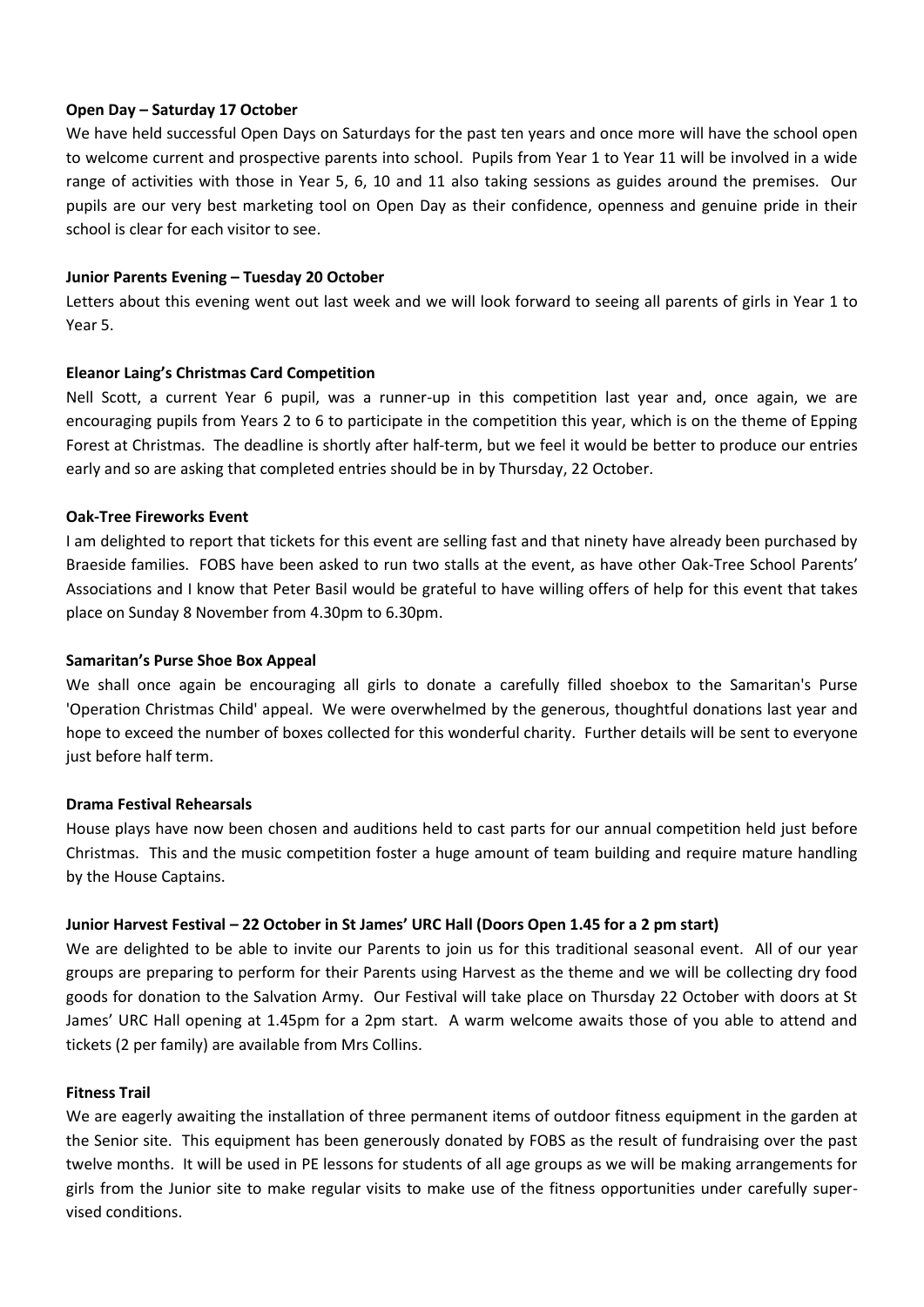**Open Day – Saturday 17 October**

We have held successful Open Days on Saturdays for the past ten years and once more will have the school open to welcome current and prospective parents into school. Pupils from Year 1 to Year 11 will be involved in a wide range of activities with those in Year 5, 6, 10 and 11 also taking sessions as guides around the premises. Our pupils are our very best marketing tool on Open Day as their confidence, openness and genuine pride in their school is clear for each visitor to see.

**Junior Parents Evening – Tuesday 20 October**

Letters about this evening went out last week and we will look forward to seeing all parents of girls in Year 1 to Year 5.

**Eleanor Laing's Christmas Card Competition**

Nell Scott, a current Year 6 pupil, was a runner-up in this competition last year and, once again, we are encouraging pupils from Years 2 to 6 to participate in the competition this year, which is on the theme of Epping Forest at Christmas. The deadline is shortly after half-term, but we feel it would be better to produce our entries early and so are asking that completed entries should be in by Thursday, 22 October.

**Oak-Tree Fireworks Event**

I am delighted to report that tickets for this event are selling fast and that ninety have already been purchased by Braeside families. FOBS have been asked to run two stalls at the event, as have other Oak-Tree School Parents' Associations and I know that Peter Basil would be grateful to have willing offers of help for this event that takes place on Sunday 8 November from 4.30pm to 6.30pm.

**Samaritan's Purse Shoe Box Appeal**

We shall once again be encouraging all girls to donate a carefully filled shoebox to the Samaritan's Purse 'Operation Christmas Child' appeal. We were overwhelmed by the generous, thoughtful donations last year and hope to exceed the number of boxes collected for this wonderful charity. Further details will be sent to everyone just before half term.

**Drama Festival Rehearsals**

House plays have now been chosen and auditions held to cast parts for our annual competition held just before Christmas. This and the music competition foster a huge amount of team building and require mature handling by the House Captains.

**Junior Harvest Festival – 22 October in St James' URC Hall (Doors Open 1.45 for a 2 pm start)**

We are delighted to be able to invite our Parents to join us for this traditional seasonal event. All of our year groups are preparing to perform for their Parents using Harvest as the theme and we will be collecting dry food goods for donation to the Salvation Army. Our Festival will take place on Thursday 22 October with doors at St James' URC Hall opening at 1.45pm for a 2pm start. A warm welcome awaits those of you able to attend and tickets (2 per family) are available from Mrs Collins.

**Fitness Trail**

We are eagerly awaiting the installation of three permanent items of outdoor fitness equipment in the garden at the Senior site. This equipment has been generously donated by FOBS as the result of fundraising over the past twelve months. It will be used in PE lessons for students of all age groups as we will be making arrangements for girls from the Junior site to make regular visits to make use of the fitness opportunities under carefully supervised conditions.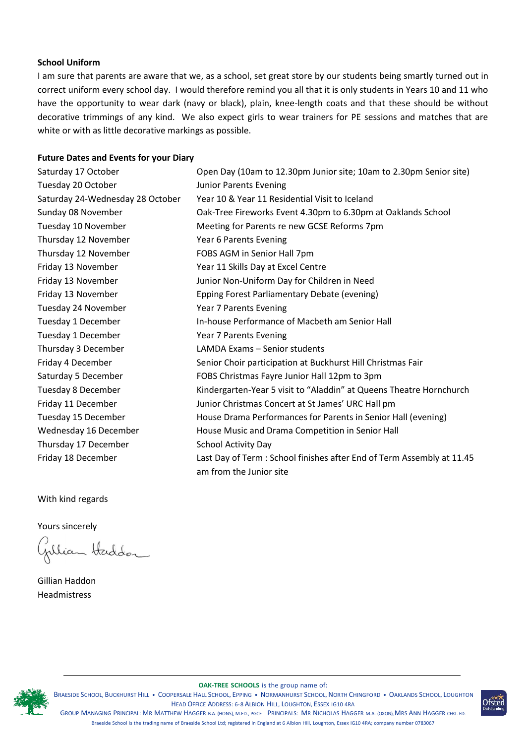**School Uniform**

I am sure that parents are aware that we, as a school, set great store by our students being smartly turned out in correct uniform every school day. I would therefore remind you all that it is only students in Years 10 and 11 who have the opportunity to wear dark (navy or black), plain, knee-length coats and that these should be without decorative trimmings of any kind. We also expect girls to wear trainers for PE sessions and matches that are white or with as little decorative markings as possible.

**Future Dates and Events for your Diary**

| | |
|---|---|
| Saturday 17 October | Open Day (10am to 12.30pm Junior site; 10am to 2.30pm Senior site) |
| Tuesday 20 October | Junior Parents Evening |
| Saturday 24-Wednesday 28 October | Year 10 & Year 11 Residential Visit to Iceland |
| Sunday 08 November | Oak-Tree Fireworks Event 4.30pm to 6.30pm at Oaklands School |
| Tuesday 10 November | Meeting for Parents re new GCSE Reforms 7pm |
| Thursday 12 November | Year 6 Parents Evening |
| Thursday 12 November | FOBS AGM in Senior Hall 7pm |
| Friday 13 November | Year 11 Skills Day at Excel Centre |
| Friday 13 November | Junior Non-Uniform Day for Children in Need |
| Friday 13 November | Epping Forest Parliamentary Debate (evening) |
| Tuesday 24 November | Year 7 Parents Evening |
| Tuesday 1 December | In-house Performance of Macbeth am Senior Hall |
| Tuesday 1 December | Year 7 Parents Evening |
| Thursday 3 December | LAMDA Exams – Senior students |
| Friday 4 December | Senior Choir participation at Buckhurst Hill Christmas Fair |
| Saturday 5 December | FOBS Christmas Fayre Junior Hall 12pm to 3pm |
| Tuesday 8 December | Kindergarten-Year 5 visit to "Aladdin" at Queens Theatre Hornchurch |
| Friday 11 December | Junior Christmas Concert at St James' URC Hall pm |
| Tuesday 15 December | House Drama Performances for Parents in Senior Hall (evening) |
| Wednesday 16 December | House Music and Drama Competition in Senior Hall |
| Thursday 17 December | School Activity Day |
| Friday 18 December | Last Day of Term : School finishes after End of Term Assembly at 11.45 am from the Junior site |

With kind regards

Yours sincerely

Gillian Haddon
Headmistress

**OAK-TREE SCHOOLS** is the group name of:
BRAESIDE SCHOOL, BUCKHURST HILL • COOPERSALE HALL SCHOOL, EPPING • NORMANHURST SCHOOL, NORTH CHINGFORD • OAKLANDS SCHOOL, LOUGHTON
HEAD OFFICE ADDRESS: 6-8 ALBION HILL, LOUGHTON, ESSEX IG10 4RA
GROUP MANAGING PRINCIPAL: MR MATTHEW HAGGER B.A. (HONS), M.ED., PGCE PRINCIPALS: MR NICHOLAS HAGGER M.A. (OXON), MRS ANN HAGGER CERT. ED.
Braeside School is the trading name of Braeside School Ltd; registered in England at 6 Albion Hill, Loughton, Essex IG10 4RA; company number 0783067